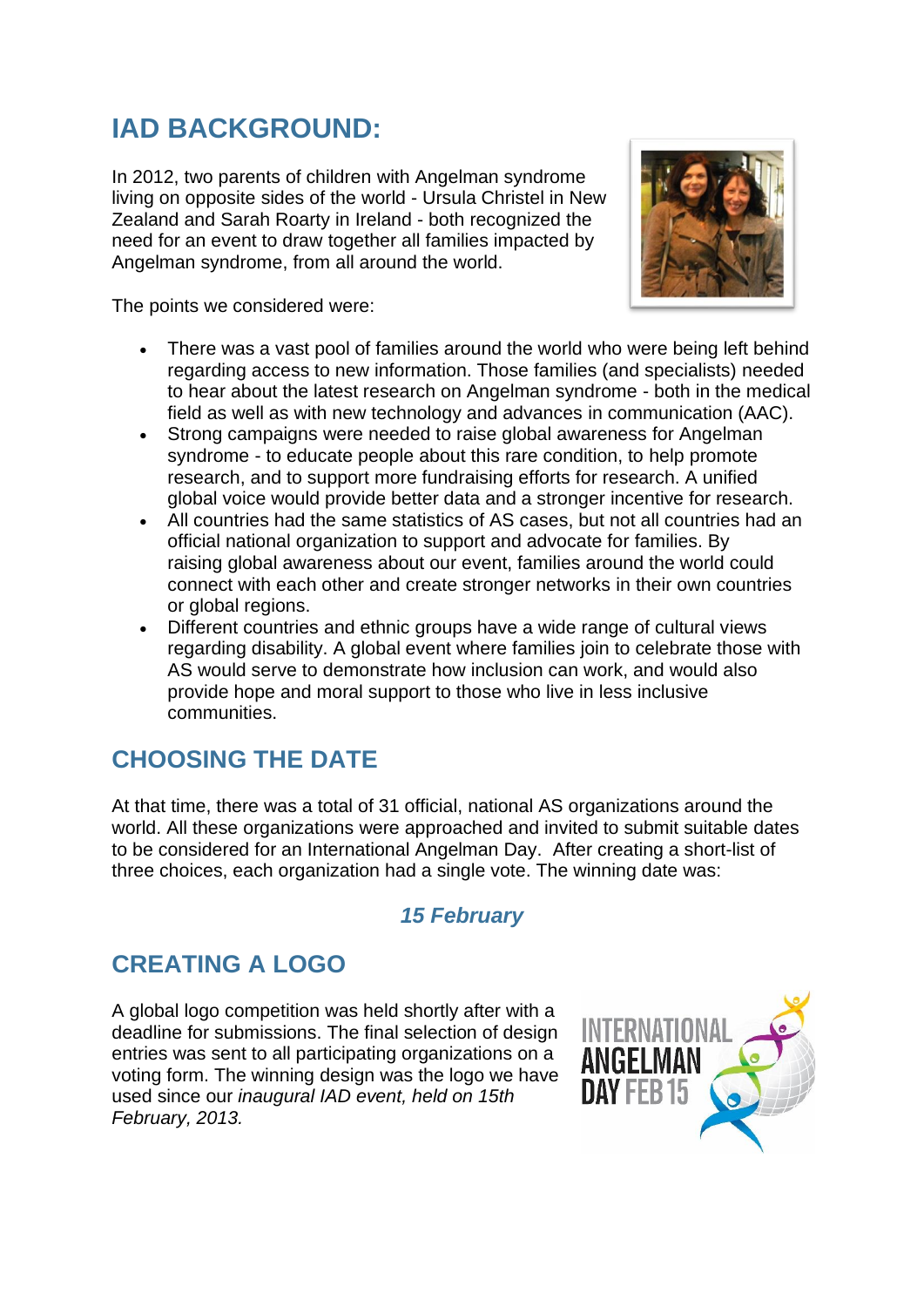## IAD BACKGROUND:

In 2012, two parents of children with Angelman syndrome living on opposite sides of the world - Ursula Christel in New Zealand and Sarah Roarty in Ireland - both recognized the need for an event to draw together all families impacted by Angelman syndrome, from all around the world.

The points we considered were:

- There was a vast pool of families around the world who were being left behind regarding access to new information. Those families (and specialists) needed to hear about the latest research on Angelman syndrome - both in the medical field as well as with new technology and advances in communication (AAC).
- Strong campaigns were needed to raise global awareness for Angelman syndrome - to educate people about this rare condition, to help promote research, and to support more fundraising efforts for research. A unified global voice would provide better data and a stronger incentive for research.
- All countries had the same statistics of AS cases, but not all countries had an official national organization to support and advocate for families. By raising global awareness about our event, families around the world could connect with each other and create stronger networks in their own countries or global regions.
- Different countries and ethnic groups have a wide range of cultural views regarding disability. A global event where families join to celebrate those with AS would serve to demonstrate how inclusion can work, and would also provide hope and moral support to those who live in less inclusive communities.

## CHOOSING THE DATE

At that time, there was a total of 31 official, national AS organizations around the world. All these organizations were approached and invited to submit suitable dates to be considered for an International Angelman Day. After creating a short-list of three choices, each organization had a single vote. The winning date was:

***15 February***

## CREATING A LOGO

A global logo competition was held shortly after with a deadline for submissions. The final selection of design entries was sent to all participating organizations on a voting form. The winning design was the logo we have used since our *inaugural IAD event, held on 15th February, 2013.*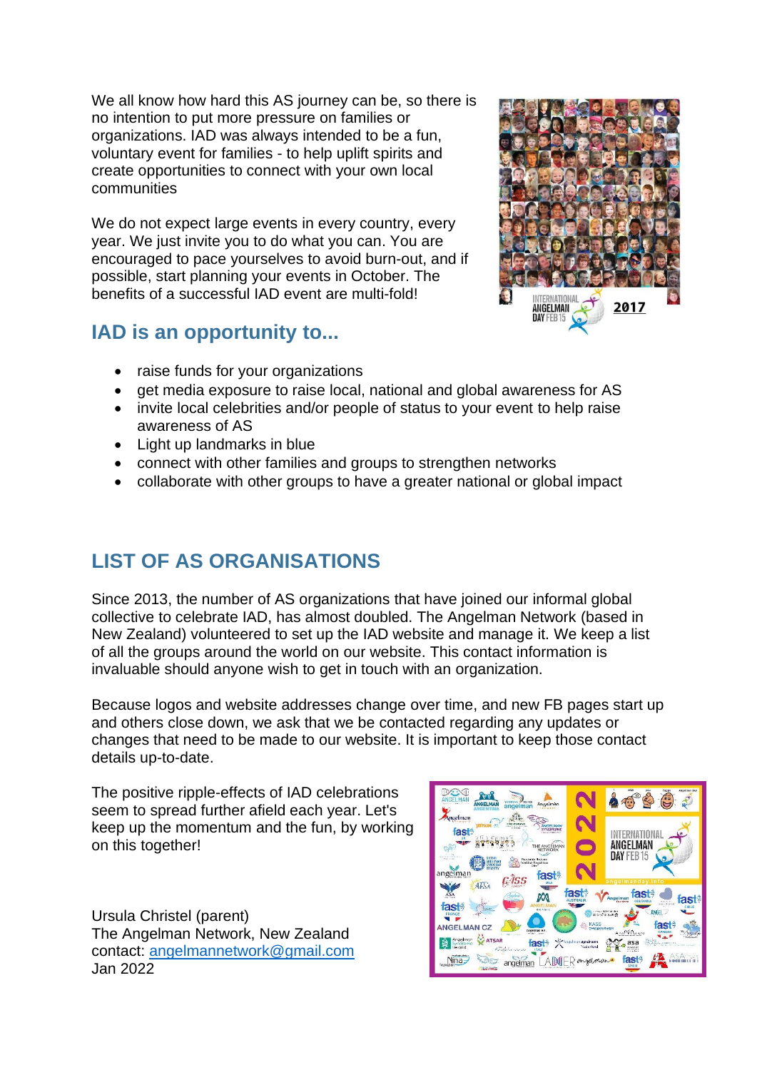We all know how hard this AS journey can be, so there is no intention to put more pressure on families or organizations. IAD was always intended to be a fun, voluntary event for families - to help uplift spirits and create opportunities to connect with your own local communities

We do not expect large events in every country, every year. We just invite you to do what you can. You are encouraged to pace yourselves to avoid burn-out, and if possible, start planning your events in October. The benefits of a successful IAD event are multi-fold!

## IAD is an opportunity to...

- raise funds for your organizations
- get media exposure to raise local, national and global awareness for AS
- invite local celebrities and/or people of status to your event to help raise awareness of AS
- Light up landmarks in blue
- connect with other families and groups to strengthen networks
- collaborate with other groups to have a greater national or global impact

## LIST OF AS ORGANISATIONS

Since 2013, the number of AS organizations that have joined our informal global collective to celebrate IAD, has almost doubled. The Angelman Network (based in New Zealand) volunteered to set up the IAD website and manage it. We keep a list of all the groups around the world on our website. This contact information is invaluable should anyone wish to get in touch with an organization.

Because logos and website addresses change over time, and new FB pages start up and others close down, we ask that we be contacted regarding any updates or changes that need to be made to our website. It is important to keep those contact details up-to-date.

The positive ripple-effects of IAD celebrations seem to spread further afield each year. Let's keep up the momentum and the fun, by working on this together!

Ursula Christel (parent)
The Angelman Network, New Zealand
contact: angelmannetwork@gmail.com
Jan 2022